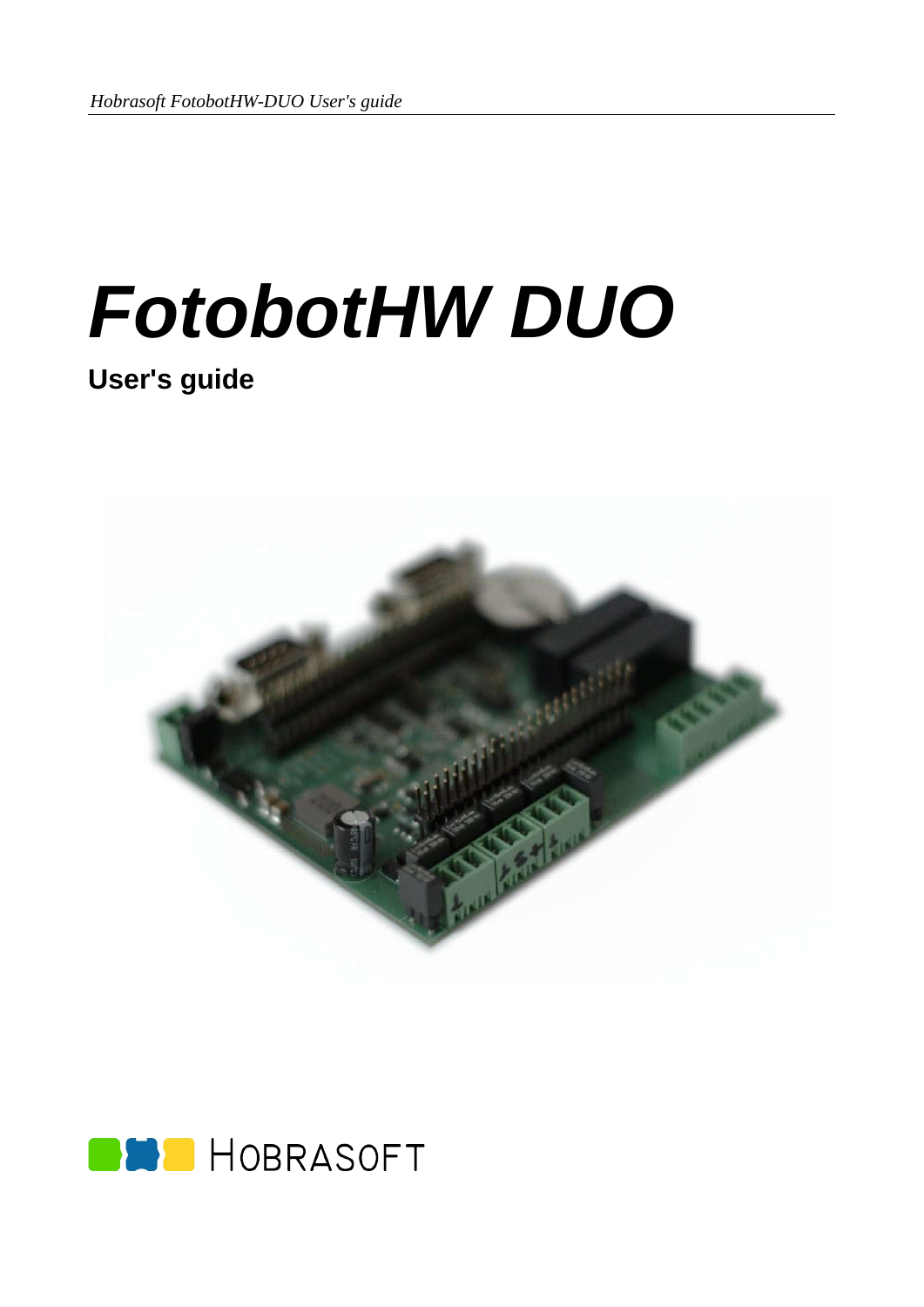# FotobotHW DUO

**User's guide**

HOBRASOFT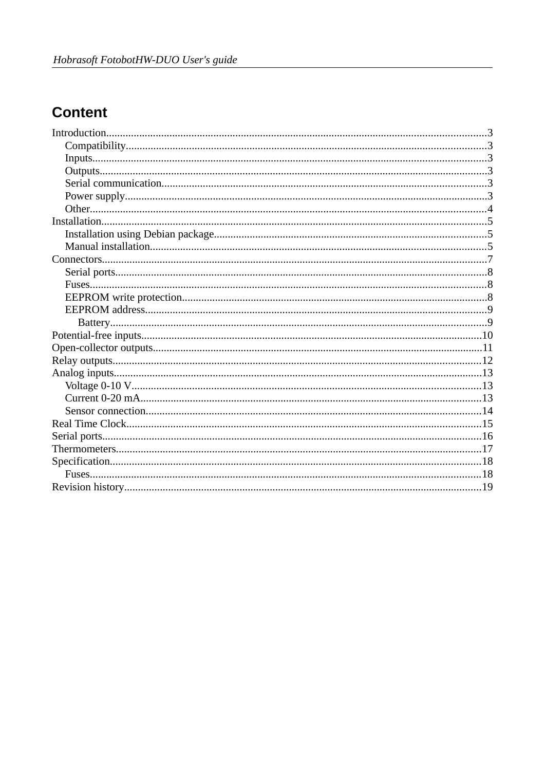# Content

- Introduction.....3
  - Compatibility.....3
  - Inputs.....3
  - Outputs.....3
  - Serial communication.....3
  - Power supply.....3
  - Other.....4
- Installation.....5
  - Installation using Debian package.....5
  - Manual installation.....5
- Connectors.....7
  - Serial ports.....8
  - Fuses.....8
  - EEPROM write protection.....8
  - EEPROM address.....9
    - Battery.....9
- Potential-free inputs.....10
- Open-collector outputs.....11
- Relay outputs.....12
- Analog inputs.....13
  - Voltage 0-10 V.....13
  - Current 0-20 mA.....13
  - Sensor connection.....14
- Real Time Clock.....15
- Serial ports.....16
- Thermometers.....17
- Specification.....18
  - Fuses.....18
- Revision history.....19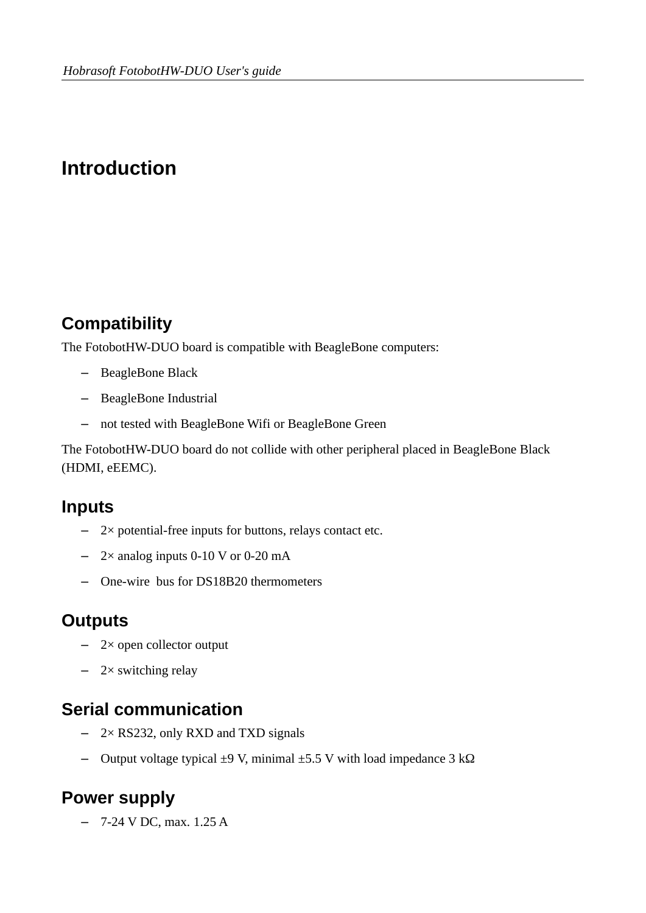# Introduction

## Compatibility

The FotobotHW-DUO board is compatible with BeagleBone computers:

- BeagleBone Black
- BeagleBone Industrial
- not tested with BeagleBone Wifi or BeagleBone Green

The FotobotHW-DUO board do not collide with other peripheral placed in BeagleBone Black (HDMI, eEEMC).

## Inputs

- 2× potential-free inputs for buttons, relays contact etc.
- 2× analog inputs 0-10 V or 0-20 mA
- One-wire bus for DS18B20 thermometers

## Outputs

- 2× open collector output
- 2× switching relay

## Serial communication

- 2× RS232, only RXD and TXD signals
- Output voltage typical ±9 V, minimal ±5.5 V with load impedance 3 kΩ

## Power supply

- 7-24 V DC, max. 1.25 A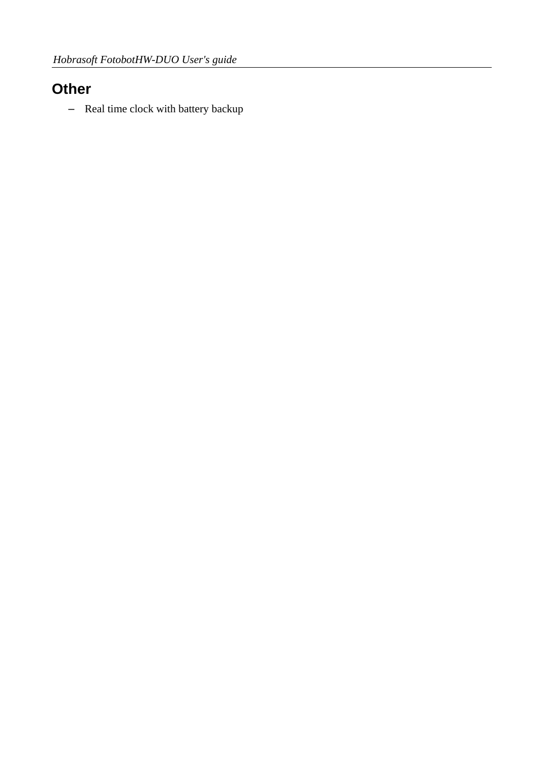## Other

- Real time clock with battery backup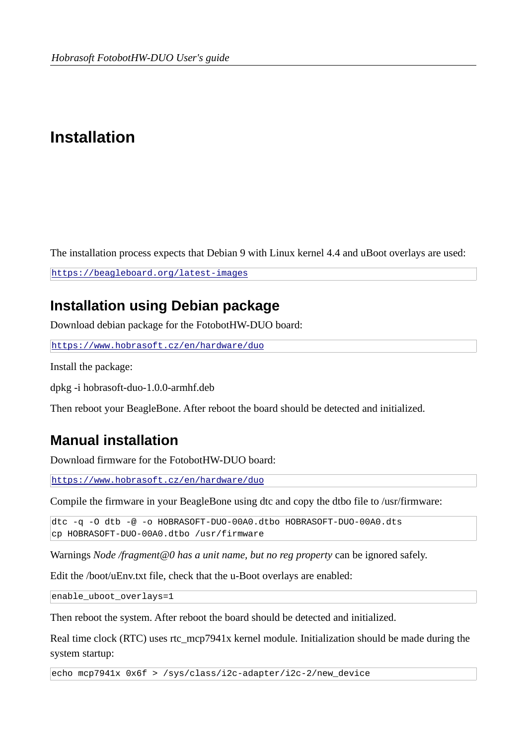# Installation

The installation process expects that Debian 9 with Linux kernel 4.4 and uBoot overlays are used:

```
https://beagleboard.org/latest-images
```

## Installation using Debian package

Download debian package for the FotobotHW-DUO board:

```
https://www.hobrasoft.cz/en/hardware/duo
```

Install the package:

dpkg -i hobrasoft-duo-1.0.0-armhf.deb

Then reboot your BeagleBone. After reboot the board should be detected and initialized.

## Manual installation

Download firmware for the FotobotHW-DUO board:

```
https://www.hobrasoft.cz/en/hardware/duo
```

Compile the firmware in your BeagleBone using dtc and copy the dtbo file to /usr/firmware:

```
dtc -q -O dtb -@ -o HOBRASOFT-DUO-00A0.dtbo HOBRASOFT-DUO-00A0.dts
cp HOBRASOFT-DUO-00A0.dtbo /usr/firmware
```

Warnings *Node /fragment@0 has a unit name, but no reg property* can be ignored safely.

Edit the /boot/uEnv.txt file, check that the u-Boot overlays are enabled:

```
enable_uboot_overlays=1
```

Then reboot the system. After reboot the board should be detected and initialized.

Real time clock (RTC) uses rtc_mcp7941x kernel module. Initialization should be made during the system startup:

```
echo mcp7941x 0x6f > /sys/class/i2c-adapter/i2c-2/new_device
```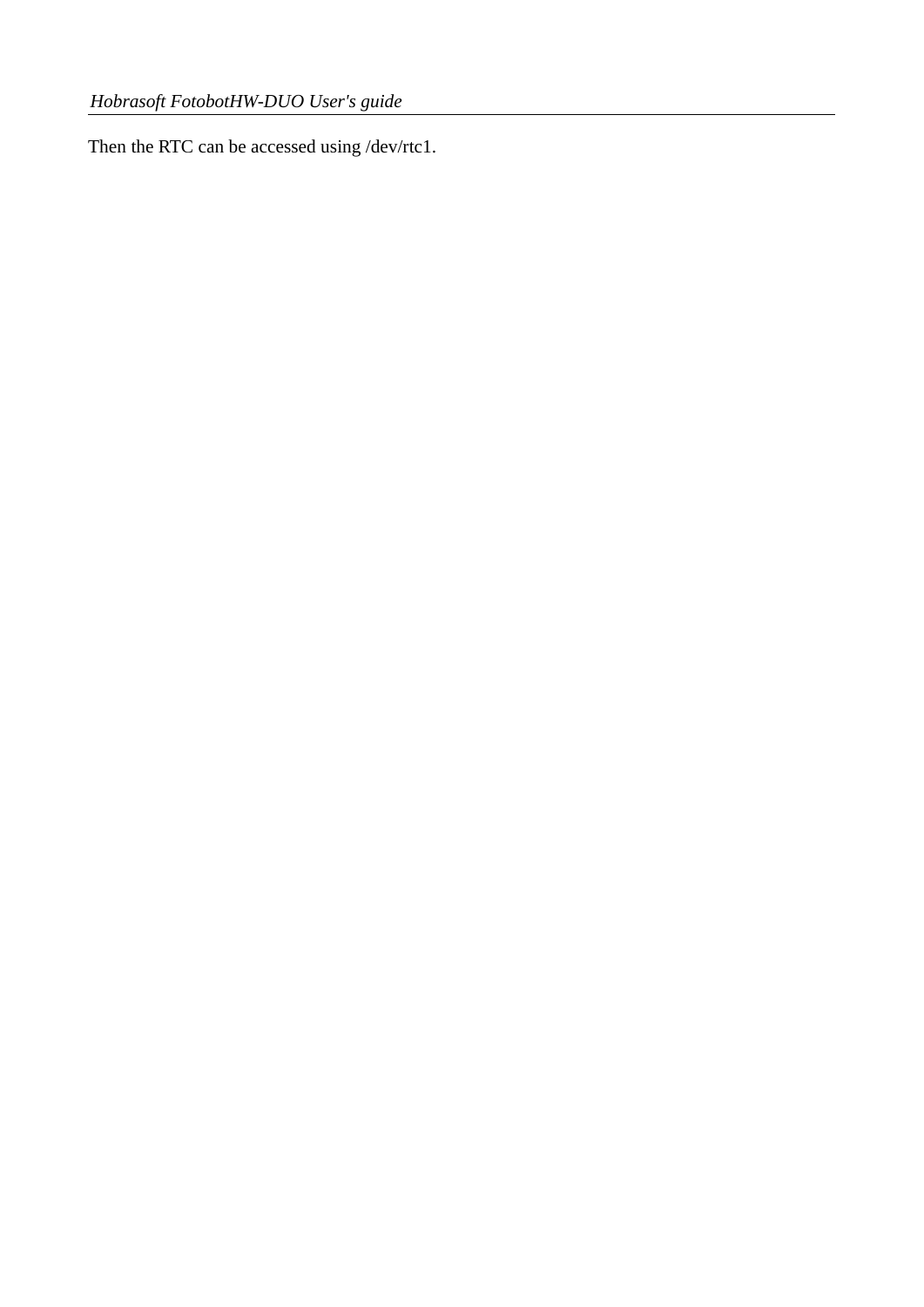Then the RTC can be accessed using /dev/rtc1.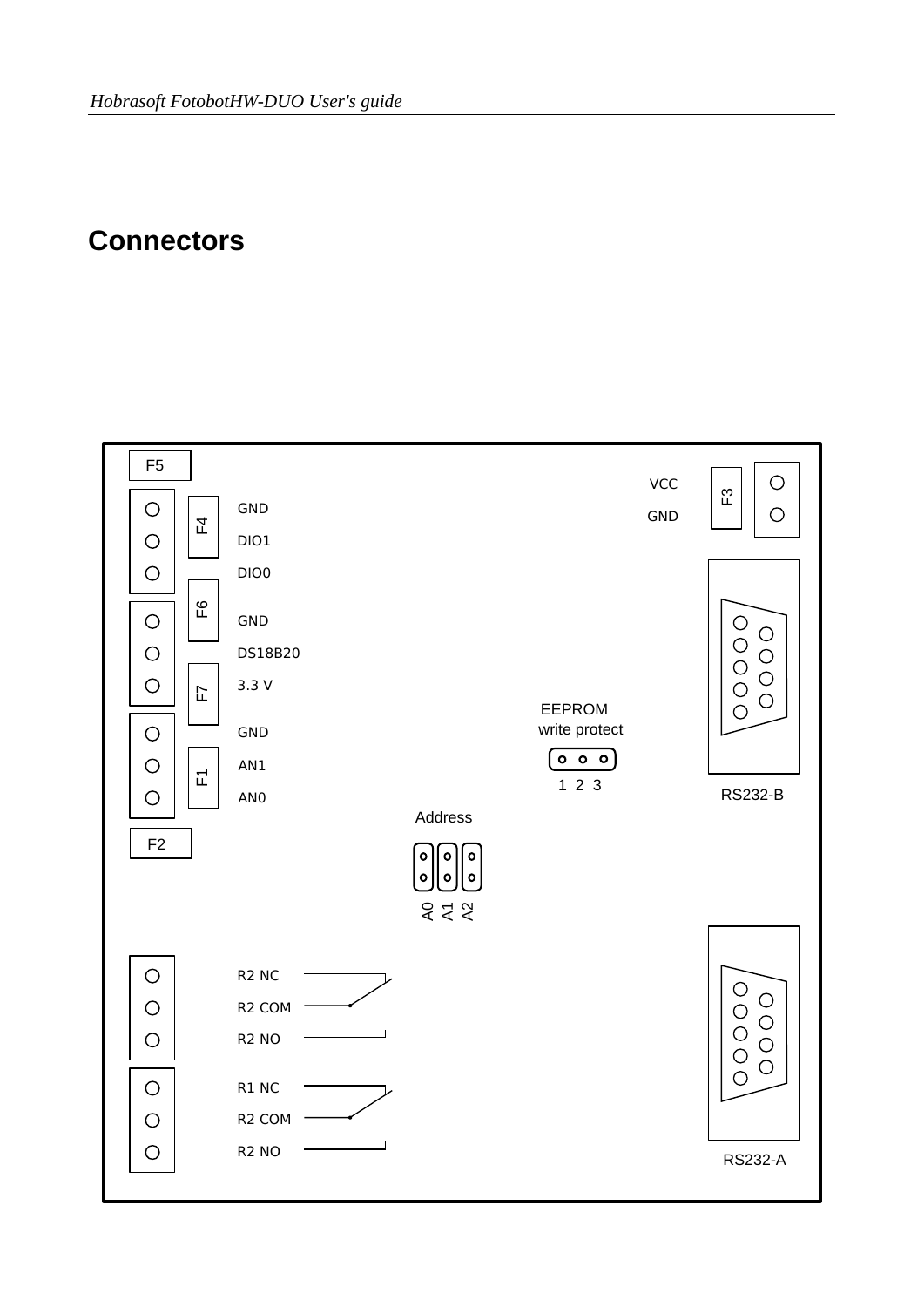# Connectors

F5

GND
DIO1
DIO0

GND
DS18B20
3.3 V

GND
AN1
AN0

F4
F6
F7
F1

F2

VCC
GND

F3

RS232-B

EEPROM
write protect

1 2 3

Address

A0 A1 A2

R2 NC
R2 COM
R2 NO

R1 NC
R2 COM
R2 NO

RS232-A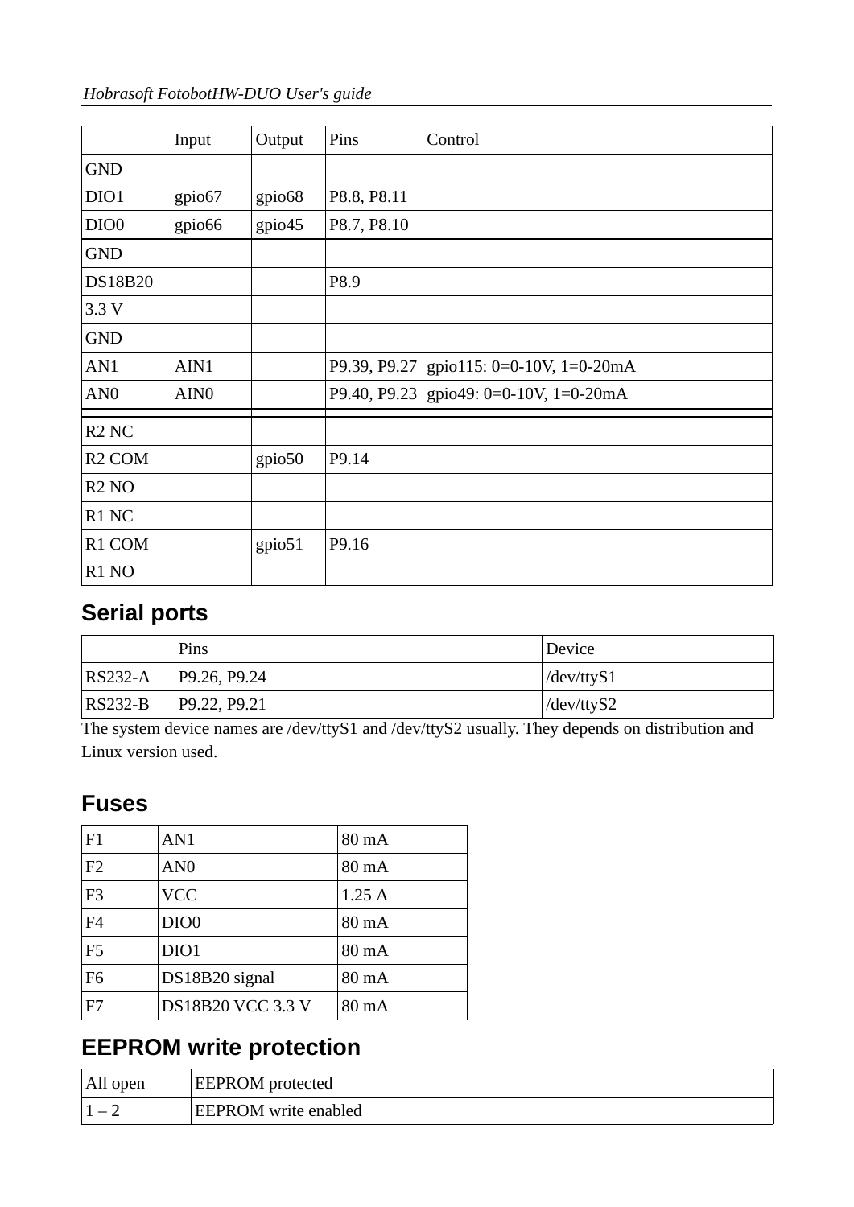|  | Input | Output | Pins | Control |
|---|---|---|---|---|
| GND |  |  |  |  |
| DIO1 | gpio67 | gpio68 | P8.8, P8.11 |  |
| DIO0 | gpio66 | gpio45 | P8.7, P8.10 |  |
| GND |  |  |  |  |
| DS18B20 |  |  | P8.9 |  |
| 3.3 V |  |  |  |  |
| GND |  |  |  |  |
| AN1 | AIN1 |  | P9.39, P9.27 | gpio115: 0=0-10V, 1=0-20mA |
| AN0 | AIN0 |  | P9.40, P9.23 | gpio49: 0=0-10V, 1=0-20mA |
|  |  |  |  |  |
| R2 NC |  |  |  |  |
| R2 COM |  | gpio50 | P9.14 |  |
| R2 NO |  |  |  |  |
| R1 NC |  |  |  |  |
| R1 COM |  | gpio51 | P9.16 |  |
| R1 NO |  |  |  |  |

## Serial ports

|  | Pins | Device |
|---|---|---|
| RS232-A | P9.26, P9.24 | /dev/ttyS1 |
| RS232-B | P9.22, P9.21 | /dev/ttyS2 |

The system device names are /dev/ttyS1 and /dev/ttyS2 usually. They depends on distribution and Linux version used.

## Fuses

| F1 | AN1 | 80 mA |
|---|---|---|
| F2 | AN0 | 80 mA |
| F3 | VCC | 1.25 A |
| F4 | DIO0 | 80 mA |
| F5 | DIO1 | 80 mA |
| F6 | DS18B20 signal | 80 mA |
| F7 | DS18B20 VCC 3.3 V | 80 mA |

## EEPROM write protection

| All open | EEPROM protected |
|---|---|
| 1 – 2 | EEPROM write enabled |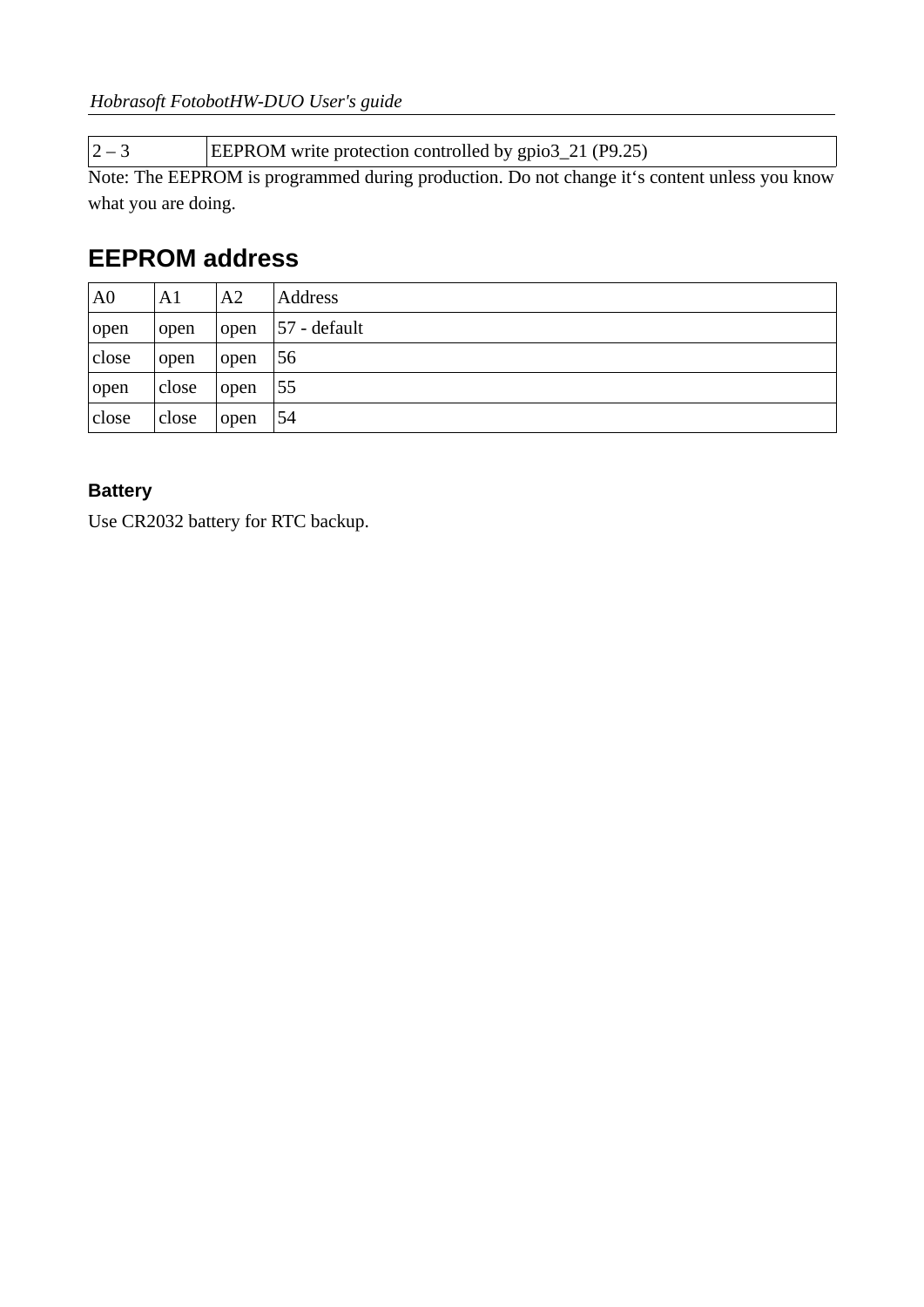| 2 – 3 | EEPROM write protection controlled by gpio3_21 (P9.25) |
|---|---|

Note: The EEPROM is programmed during production. Do not change it‘s content unless you know what you are doing.

## EEPROM address

| A0 | A1 | A2 | Address |
|---|---|---|---|
| open | open | open | 57 - default |
| close | open | open | 56 |
| open | close | open | 55 |
| close | close | open | 54 |

#### Battery

Use CR2032 battery for RTC backup.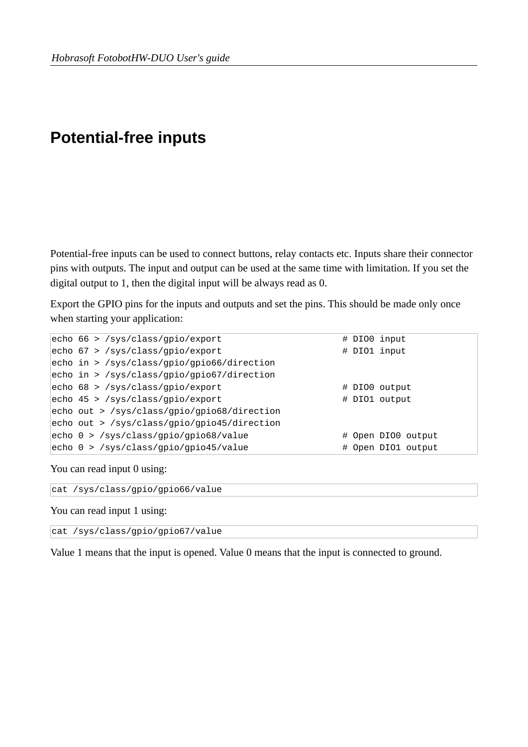# Potential-free inputs

Potential-free inputs can be used to connect buttons, relay contacts etc. Inputs share their connector pins with outputs. The input and output can be used at the same time with limitation. If you set the digital output to 1, then the digital input will be always read as 0.

Export the GPIO pins for the inputs and outputs and set the pins. This should be made only once when starting your application:

```
echo 66 > /sys/class/gpio/export                      # DIO0 input
echo 67 > /sys/class/gpio/export                      # DIO1 input
echo in > /sys/class/gpio/gpio66/direction
echo in > /sys/class/gpio/gpio67/direction
echo 68 > /sys/class/gpio/export                      # DIO0 output
echo 45 > /sys/class/gpio/export                      # DIO1 output
echo out > /sys/class/gpio/gpio68/direction
echo out > /sys/class/gpio/gpio45/direction
echo 0 > /sys/class/gpio/gpio68/value                 # Open DIO0 output
echo 0 > /sys/class/gpio/gpio45/value                 # Open DIO1 output
```

You can read input 0 using:

```
cat /sys/class/gpio/gpio66/value
```

You can read input 1 using:

```
cat /sys/class/gpio/gpio67/value
```

Value 1 means that the input is opened. Value 0 means that the input is connected to ground.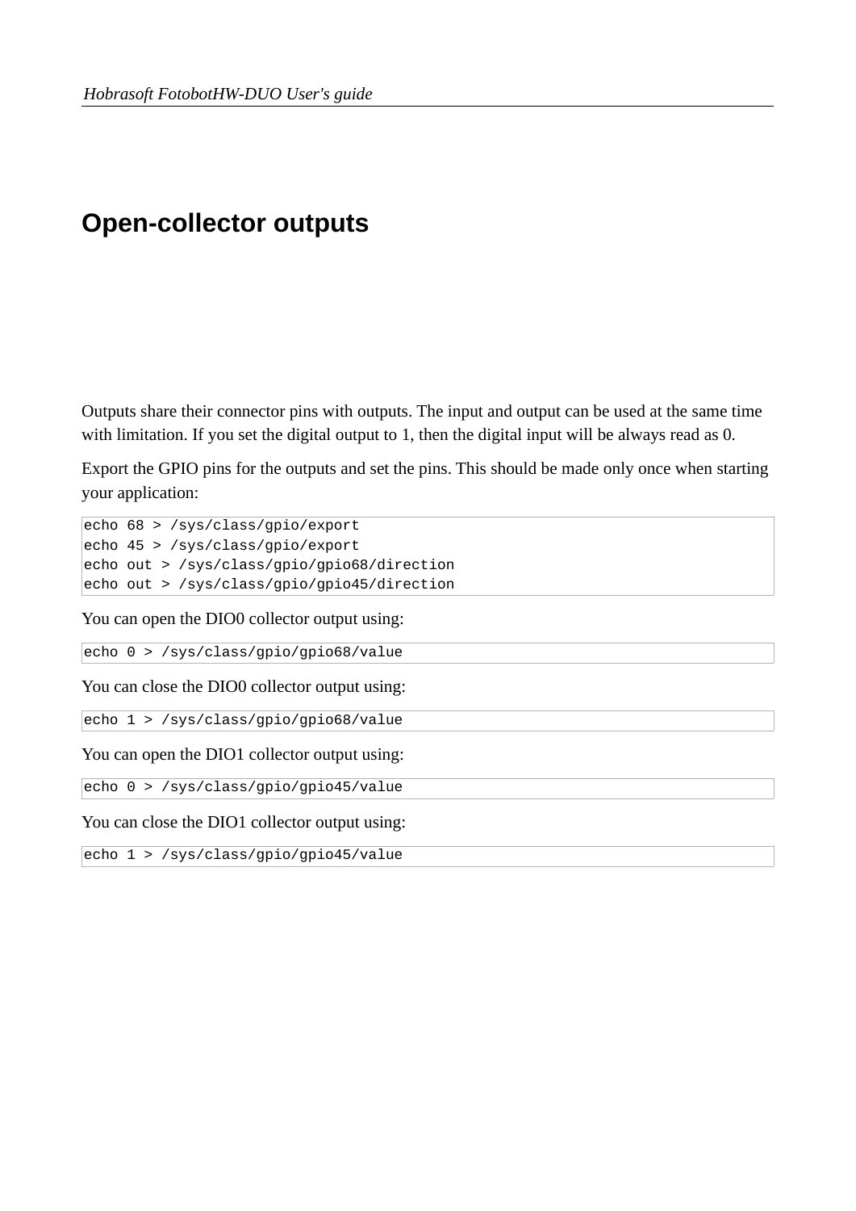# Open-collector outputs

Outputs share their connector pins with outputs. The input and output can be used at the same time with limitation. If you set the digital output to 1, then the digital input will be always read as 0.

Export the GPIO pins for the outputs and set the pins. This should be made only once when starting your application:

```
echo 68 > /sys/class/gpio/export
echo 45 > /sys/class/gpio/export
echo out > /sys/class/gpio/gpio68/direction
echo out > /sys/class/gpio/gpio45/direction
```

You can open the DIO0 collector output using:

```
echo 0 > /sys/class/gpio/gpio68/value
```

You can close the DIO0 collector output using:

```
echo 1 > /sys/class/gpio/gpio68/value
```

You can open the DIO1 collector output using:

```
echo 0 > /sys/class/gpio/gpio45/value
```

You can close the DIO1 collector output using:

```
echo 1 > /sys/class/gpio/gpio45/value
```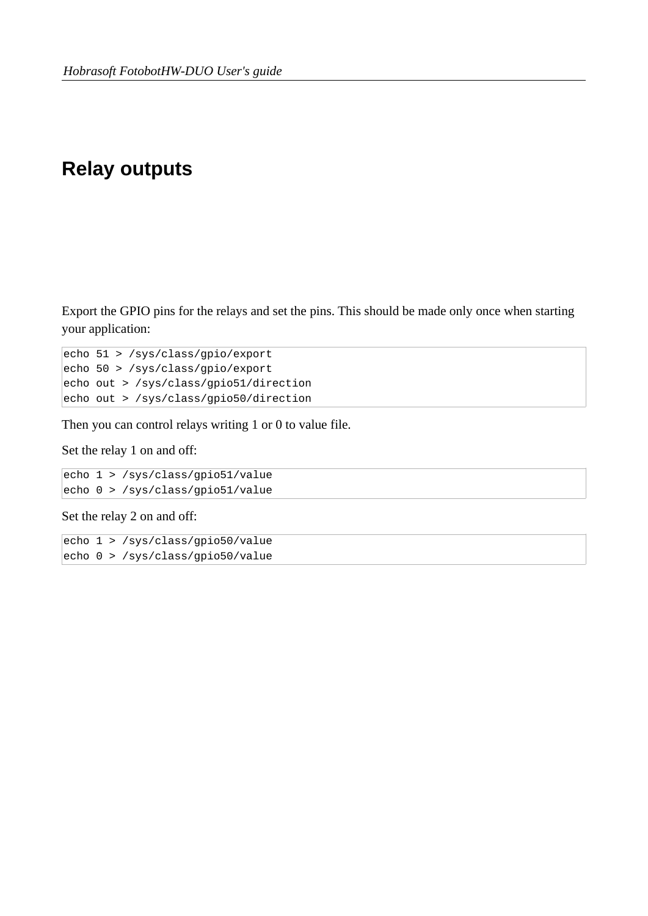# Relay outputs

Export the GPIO pins for the relays and set the pins. This should be made only once when starting your application:

```
echo 51 > /sys/class/gpio/export
echo 50 > /sys/class/gpio/export
echo out > /sys/class/gpio51/direction
echo out > /sys/class/gpio50/direction
```

Then you can control relays writing 1 or 0 to value file.

Set the relay 1 on and off:

```
echo 1 > /sys/class/gpio51/value
echo 0 > /sys/class/gpio51/value
```

Set the relay 2 on and off:

```
echo 1 > /sys/class/gpio50/value
echo 0 > /sys/class/gpio50/value
```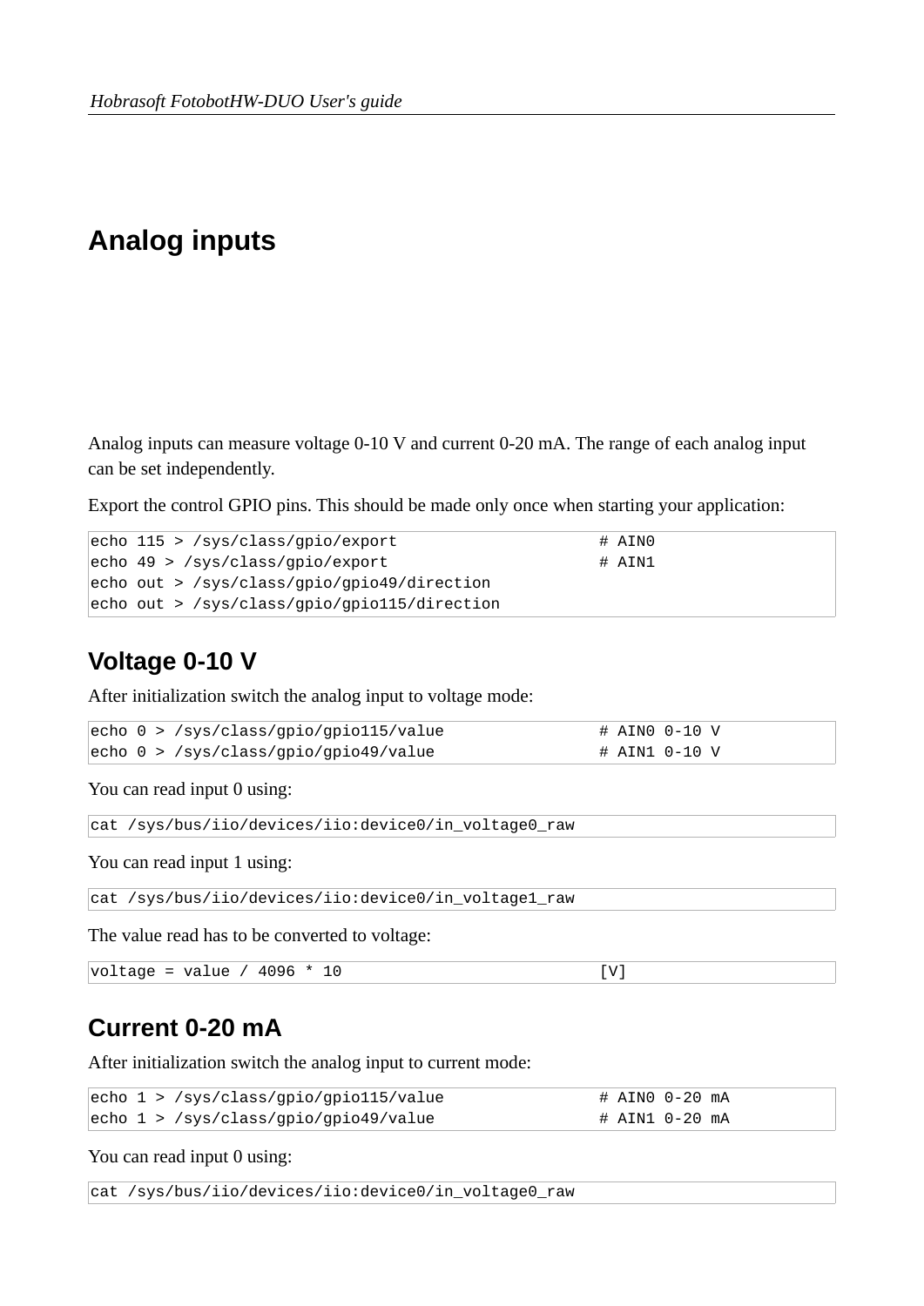# Analog inputs

Analog inputs can measure voltage 0-10 V and current 0-20 mA. The range of each analog input can be set independently.

Export the control GPIO pins. This should be made only once when starting your application:

```
echo 115 > /sys/class/gpio/export                    # AIN0
echo 49 > /sys/class/gpio/export                     # AIN1
echo out > /sys/class/gpio/gpio49/direction
echo out > /sys/class/gpio/gpio115/direction
```

## Voltage 0-10 V

After initialization switch the analog input to voltage mode:

```
echo 0 > /sys/class/gpio/gpio115/value               # AIN0 0-10 V
echo 0 > /sys/class/gpio/gpio49/value                # AIN1 0-10 V
```

You can read input 0 using:

```
cat /sys/bus/iio/devices/iio:device0/in_voltage0_raw
```

You can read input 1 using:

```
cat /sys/bus/iio/devices/iio:device0/in_voltage1_raw
```

The value read has to be converted to voltage:

```
voltage = value / 4096 * 10                          [V]
```

## Current 0-20 mA

After initialization switch the analog input to current mode:

```
echo 1 > /sys/class/gpio/gpio115/value               # AIN0 0-20 mA
echo 1 > /sys/class/gpio/gpio49/value                # AIN1 0-20 mA
```

You can read input 0 using:

```
cat /sys/bus/iio/devices/iio:device0/in_voltage0_raw
```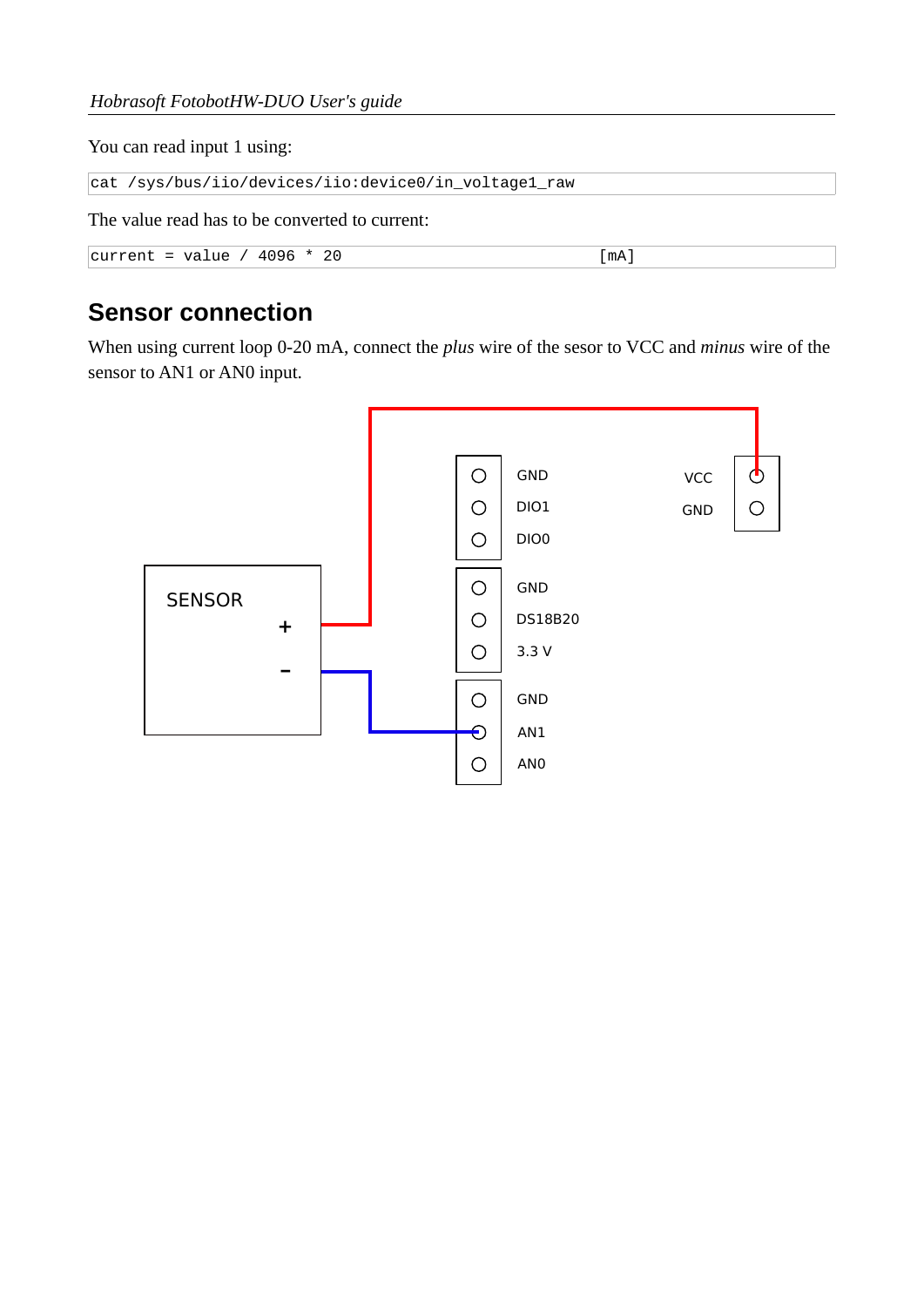You can read input 1 using:

```
cat /sys/bus/iio/devices/iio:device0/in_voltage1_raw
```

The value read has to be converted to current:

```
current = value / 4096 * 20                              [mA]
```

## Sensor connection

When using current loop 0-20 mA, connect the *plus* wire of the sesor to VCC and *minus* wire of the sensor to AN1 or AN0 input.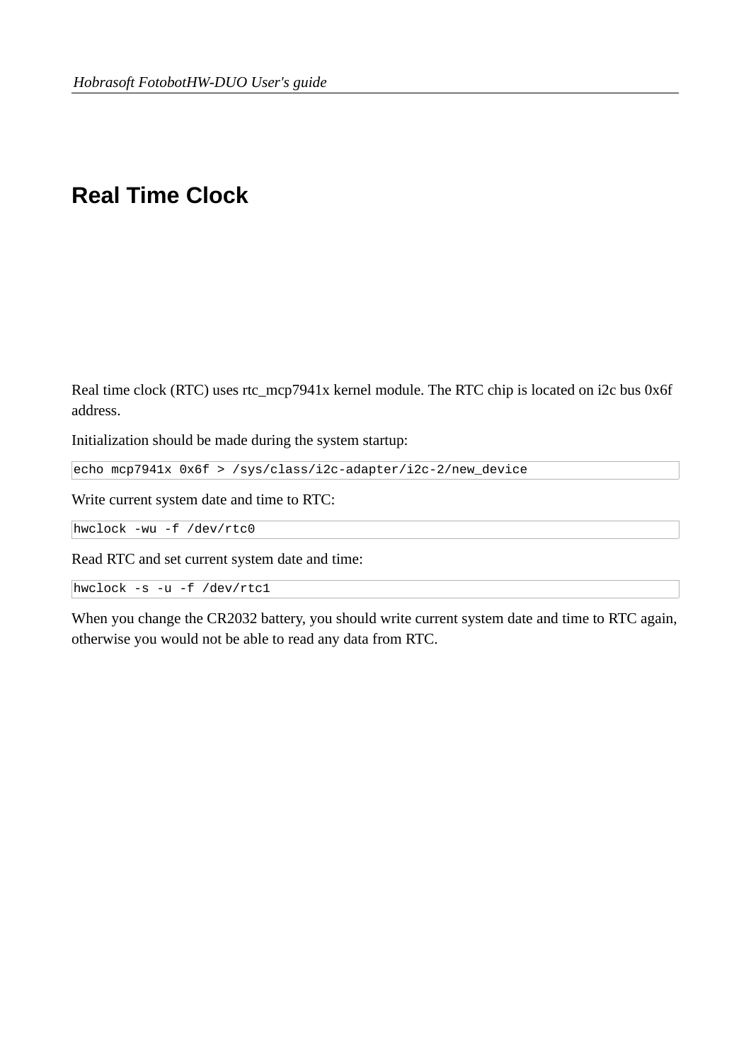# Real Time Clock

Real time clock (RTC) uses rtc_mcp7941x kernel module. The RTC chip is located on i2c bus 0x6f address.

Initialization should be made during the system startup:

```
echo mcp7941x 0x6f > /sys/class/i2c-adapter/i2c-2/new_device
```

Write current system date and time to RTC:

```
hwclock -wu -f /dev/rtc0
```

Read RTC and set current system date and time:

```
hwclock -s -u -f /dev/rtc1
```

When you change the CR2032 battery, you should write current system date and time to RTC again, otherwise you would not be able to read any data from RTC.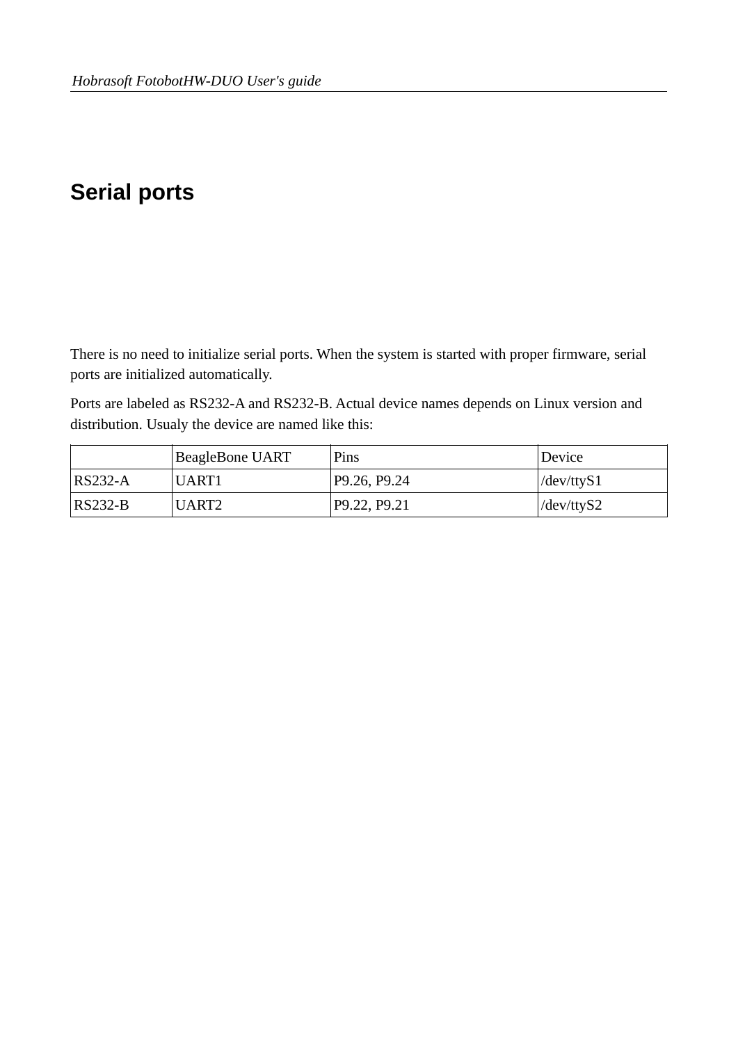# Serial ports

There is no need to initialize serial ports. When the system is started with proper firmware, serial ports are initialized automatically.

Ports are labeled as RS232-A and RS232-B. Actual device names depends on Linux version and distribution. Usualy the device are named like this:

| | BeagleBone UART | Pins | Device |
|---|---|---|---|
| RS232-A | UART1 | P9.26, P9.24 | /dev/ttyS1 |
| RS232-B | UART2 | P9.22, P9.21 | /dev/ttyS2 |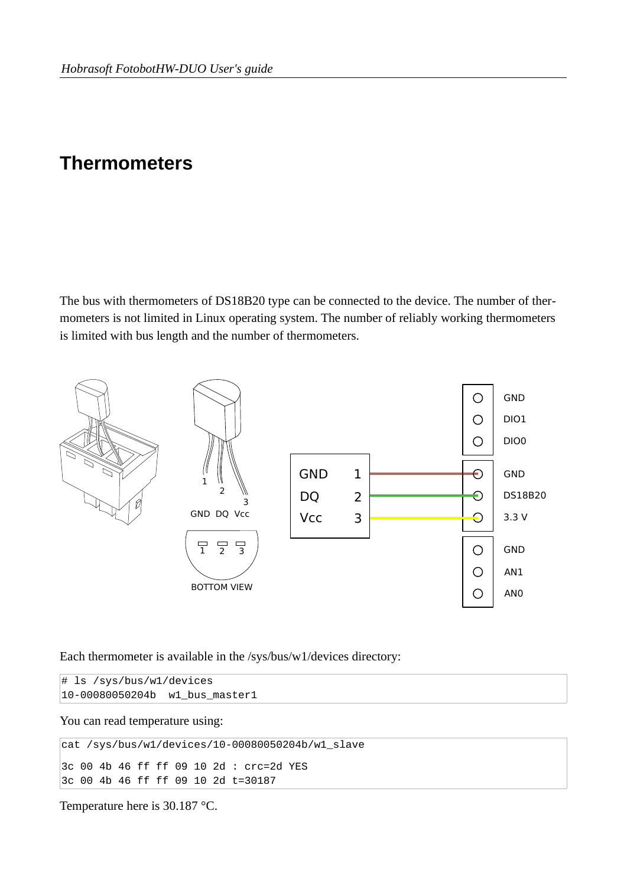# Thermometers

The bus with thermometers of DS18B20 type can be connected to the device. The number of thermometers is not limited in Linux operating system. The number of reliably working thermometers is limited with bus length and the number of thermometers.

Each thermometer is available in the /sys/bus/w1/devices directory:

```
# ls /sys/bus/w1/devices
10-00080050204b  w1_bus_master1
```

You can read temperature using:

```
cat /sys/bus/w1/devices/10-00080050204b/w1_slave

3c 00 4b 46 ff ff 09 10 2d : crc=2d YES
3c 00 4b 46 ff ff 09 10 2d t=30187
```

Temperature here is 30.187 °C.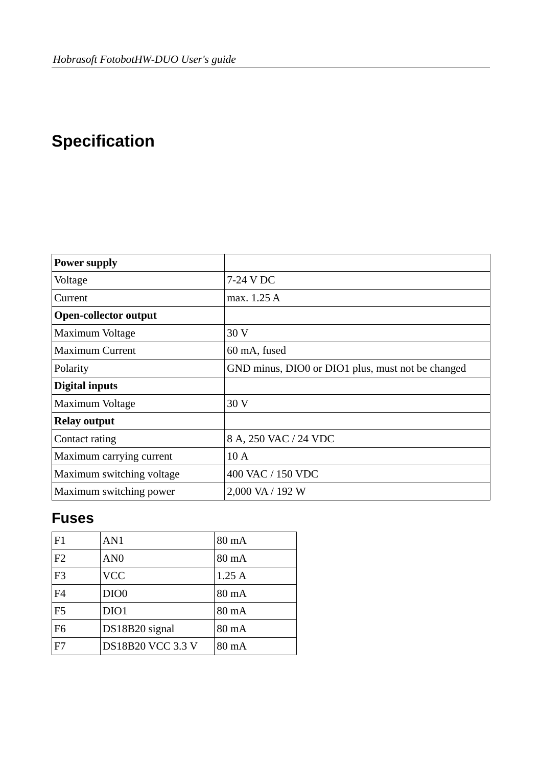# Specification

| **Power supply** | |
|---|---|
| Voltage | 7-24 V DC |
| Current | max. 1.25 A |
| **Open-collector output** | |
| Maximum Voltage | 30 V |
| Maximum Current | 60 mA, fused |
| Polarity | GND minus, DIO0 or DIO1 plus, must not be changed |
| **Digital inputs** | |
| Maximum Voltage | 30 V |
| **Relay output** | |
| Contact rating | 8 A, 250 VAC / 24 VDC |
| Maximum carrying current | 10 A |
| Maximum switching voltage | 400 VAC / 150 VDC |
| Maximum switching power | 2,000 VA / 192 W |

## Fuses

| F1 | AN1 | 80 mA |
|---|---|---|
| F2 | AN0 | 80 mA |
| F3 | VCC | 1.25 A |
| F4 | DIO0 | 80 mA |
| F5 | DIO1 | 80 mA |
| F6 | DS18B20 signal | 80 mA |
| F7 | DS18B20 VCC 3.3 V | 80 mA |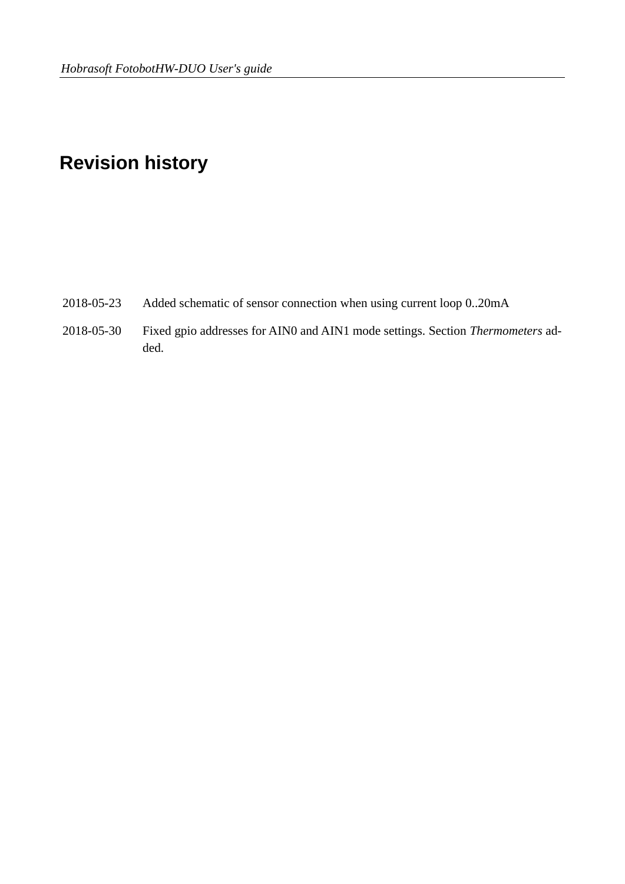# Revision history

| | |
|---|---|
| 2018-05-23 | Added schematic of sensor connection when using current loop 0..20mA |
| 2018-05-30 | Fixed gpio addresses for AIN0 and AIN1 mode settings. Section *Thermometers* added. |